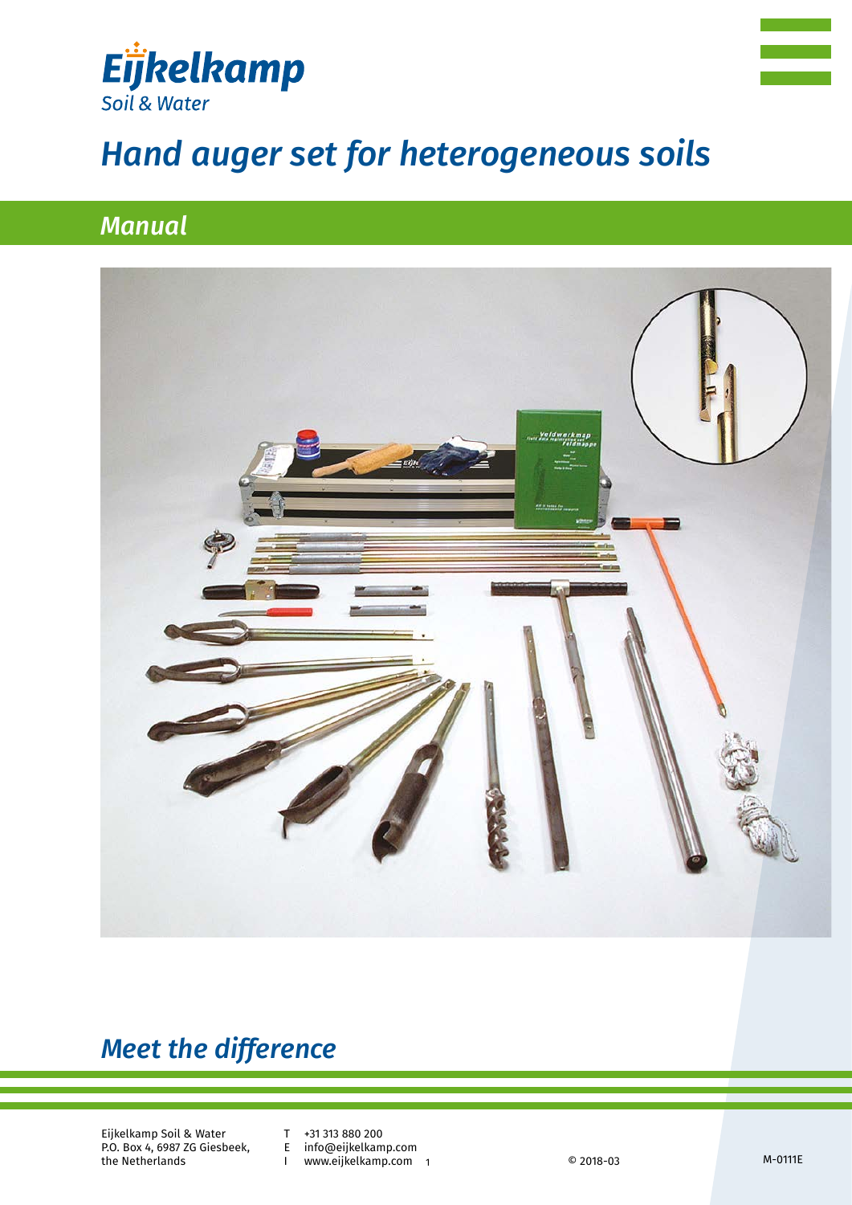Eijkelkamp
Soil & Water

# *Hand auger set for heterogeneous soils*

## *Manual*

## *Meet the difference*

Eijkelkamp Soil & Water
P.O. Box 4, 6987 ZG Giesbeek,
the Netherlands

T +31 313 880 200
E info@eijkelkamp.com
I www.eijkelkamp.com

© 2018-03

M-0111E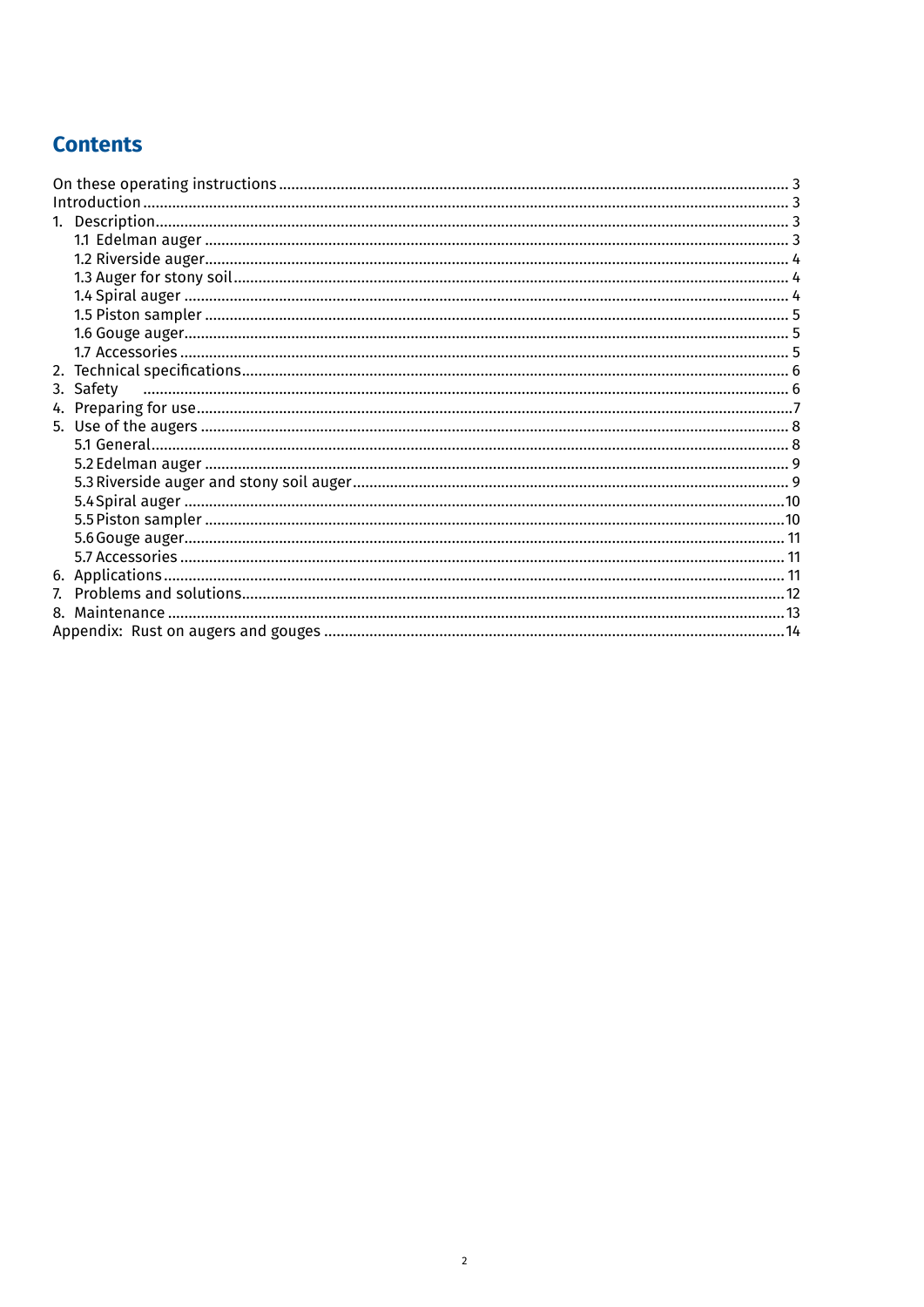## Contents

On these operating instructions ........................................................................................................... 3
Introduction ........................................................................................................................................... 3
1. Description........................................................................................................................................ 3
   1.1 Edelman auger ............................................................................................................................ 3
   1.2 Riverside auger............................................................................................................................ 4
   1.3 Auger for stony soil..................................................................................................................... 4
   1.4 Spiral auger ................................................................................................................................. 4
   1.5 Piston sampler ............................................................................................................................ 5
   1.6 Gouge auger................................................................................................................................. 5
   1.7 Accessories ................................................................................................................................. 5
2. Technical specifications................................................................................................................... 6
3. Safety .............................................................................................................................................. 6
4. Preparing for use.............................................................................................................................. 7
5. Use of the augers ............................................................................................................................ 8
   5.1 General......................................................................................................................................... 8
   5.2 Edelman auger ............................................................................................................................ 9
   5.3 Riverside auger and stony soil auger......................................................................................... 9
   5.4 Spiral auger ............................................................................................................................... 10
   5.5 Piston sampler .......................................................................................................................... 10
   5.6 Gouge auger............................................................................................................................... 11
   5.7 Accessories ............................................................................................................................... 11
6. Applications.................................................................................................................................... 11
7. Problems and solutions.................................................................................................................. 12
8. Maintenance .................................................................................................................................... 13
Appendix: Rust on augers and gouges .............................................................................................. 14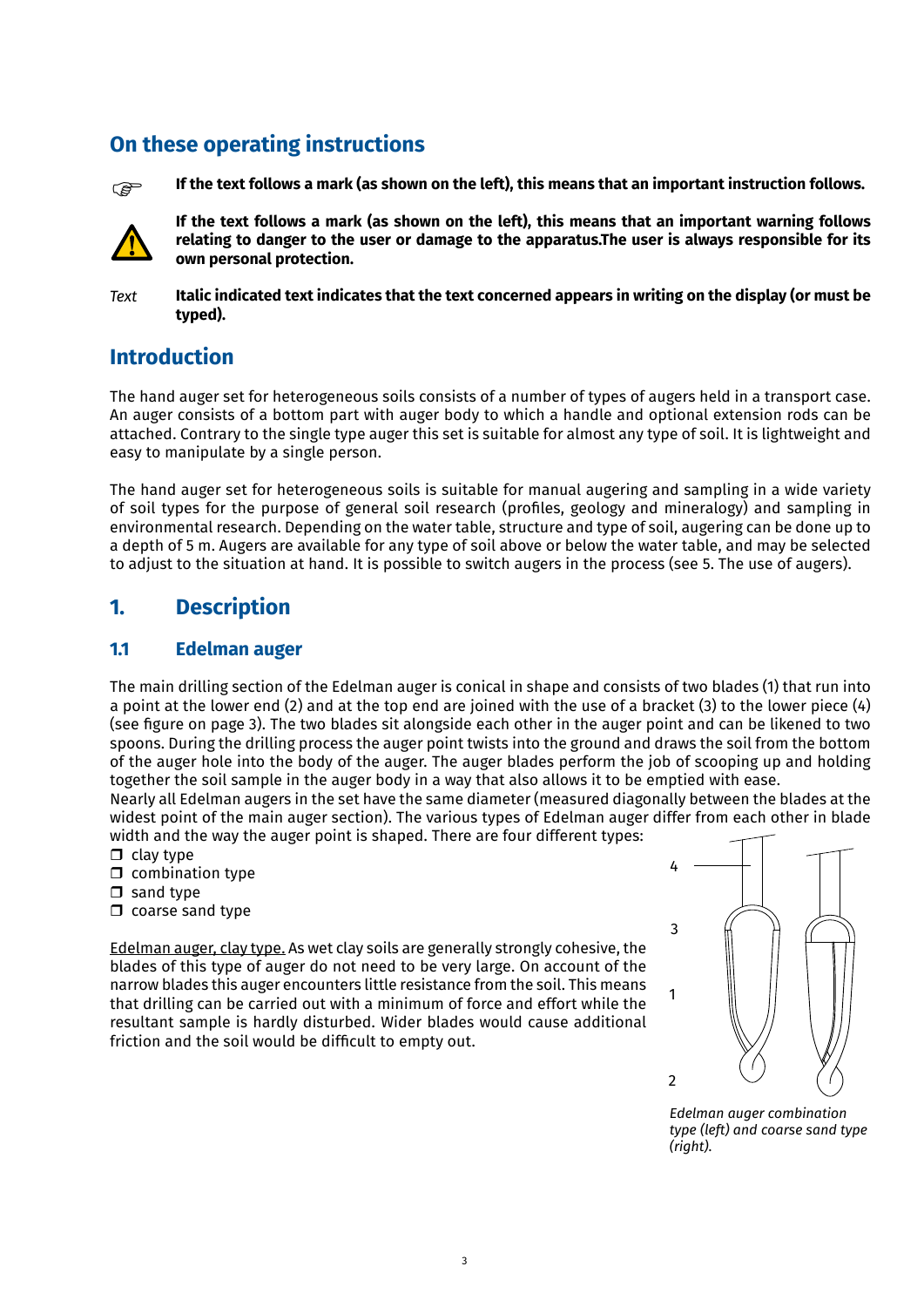## On these operating instructions

☞ **If the text follows a mark (as shown on the left), this means that an important instruction follows.**

⚠ **If the text follows a mark (as shown on the left), this means that an important warning follows relating to danger to the user or damage to the apparatus.The user is always responsible for its own personal protection.**

*Text* **Italic indicated text indicates that the text concerned appears in writing on the display (or must be typed).**

## Introduction

The hand auger set for heterogeneous soils consists of a number of types of augers held in a transport case. An auger consists of a bottom part with auger body to which a handle and optional extension rods can be attached. Contrary to the single type auger this set is suitable for almost any type of soil. It is lightweight and easy to manipulate by a single person.

The hand auger set for heterogeneous soils is suitable for manual augering and sampling in a wide variety of soil types for the purpose of general soil research (profiles, geology and mineralogy) and sampling in environmental research. Depending on the water table, structure and type of soil, augering can be done up to a depth of 5 m. Augers are available for any type of soil above or below the water table, and may be selected to adjust to the situation at hand. It is possible to switch augers in the process (see 5. The use of augers).

## 1. Description

### 1.1 Edelman auger

The main drilling section of the Edelman auger is conical in shape and consists of two blades (1) that run into a point at the lower end (2) and at the top end are joined with the use of a bracket (3) to the lower piece (4) (see figure on page 3). The two blades sit alongside each other in the auger point and can be likened to two spoons. During the drilling process the auger point twists into the ground and draws the soil from the bottom of the auger hole into the body of the auger. The auger blades perform the job of scooping up and holding together the soil sample in the auger body in a way that also allows it to be emptied with ease.
Nearly all Edelman augers in the set have the same diameter (measured diagonally between the blades at the widest point of the main auger section). The various types of Edelman auger differ from each other in blade width and the way the auger point is shaped. There are four different types:

- clay type
- combination type
- sand type
- coarse sand type

Edelman auger, clay type. As wet clay soils are generally strongly cohesive, the blades of this type of auger do not need to be very large. On account of the narrow blades this auger encounters little resistance from the soil. This means that drilling can be carried out with a minimum of force and effort while the resultant sample is hardly disturbed. Wider blades would cause additional friction and the soil would be difficult to empty out.

*Edelman auger combination type (left) and coarse sand type (right).*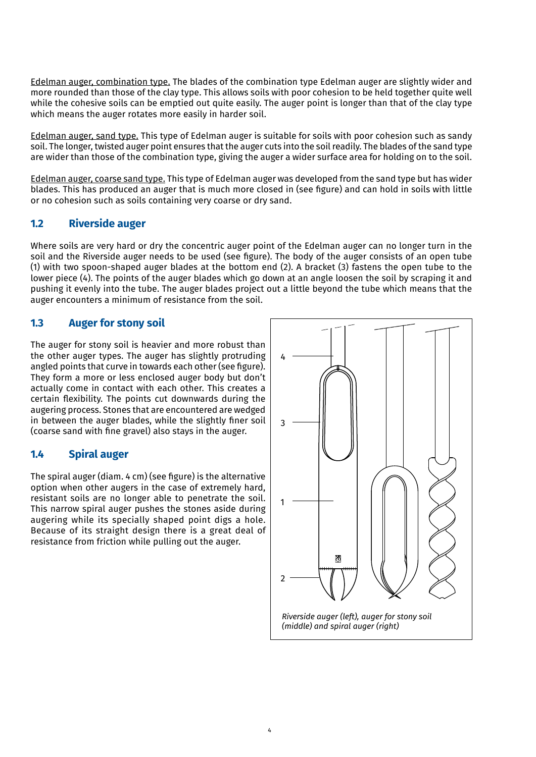Edelman auger, combination type. The blades of the combination type Edelman auger are slightly wider and more rounded than those of the clay type. This allows soils with poor cohesion to be held together quite well while the cohesive soils can be emptied out quite easily. The auger point is longer than that of the clay type which means the auger rotates more easily in harder soil.

Edelman auger, sand type. This type of Edelman auger is suitable for soils with poor cohesion such as sandy soil. The longer, twisted auger point ensures that the auger cuts into the soil readily. The blades of the sand type are wider than those of the combination type, giving the auger a wider surface area for holding on to the soil.

Edelman auger, coarse sand type. This type of Edelman auger was developed from the sand type but has wider blades. This has produced an auger that is much more closed in (see figure) and can hold in soils with little or no cohesion such as soils containing very coarse or dry sand.

## 1.2 Riverside auger

Where soils are very hard or dry the concentric auger point of the Edelman auger can no longer turn in the soil and the Riverside auger needs to be used (see figure). The body of the auger consists of an open tube (1) with two spoon-shaped auger blades at the bottom end (2). A bracket (3) fastens the open tube to the lower piece (4). The points of the auger blades which go down at an angle loosen the soil by scraping it and pushing it evenly into the tube. The auger blades project out a little beyond the tube which means that the auger encounters a minimum of resistance from the soil.

## 1.3 Auger for stony soil

The auger for stony soil is heavier and more robust than the other auger types. The auger has slightly protruding angled points that curve in towards each other (see figure). They form a more or less enclosed auger body but don't actually come in contact with each other. This creates a certain flexibility. The points cut downwards during the augering process. Stones that are encountered are wedged in between the auger blades, while the slightly finer soil (coarse sand with fine gravel) also stays in the auger.

## 1.4 Spiral auger

The spiral auger (diam. 4 cm) (see figure) is the alternative option when other augers in the case of extremely hard, resistant soils are no longer able to penetrate the soil. This narrow spiral auger pushes the stones aside during augering while its specially shaped point digs a hole. Because of its straight design there is a great deal of resistance from friction while pulling out the auger.

*Riverside auger (left), auger for stony soil (middle) and spiral auger (right)*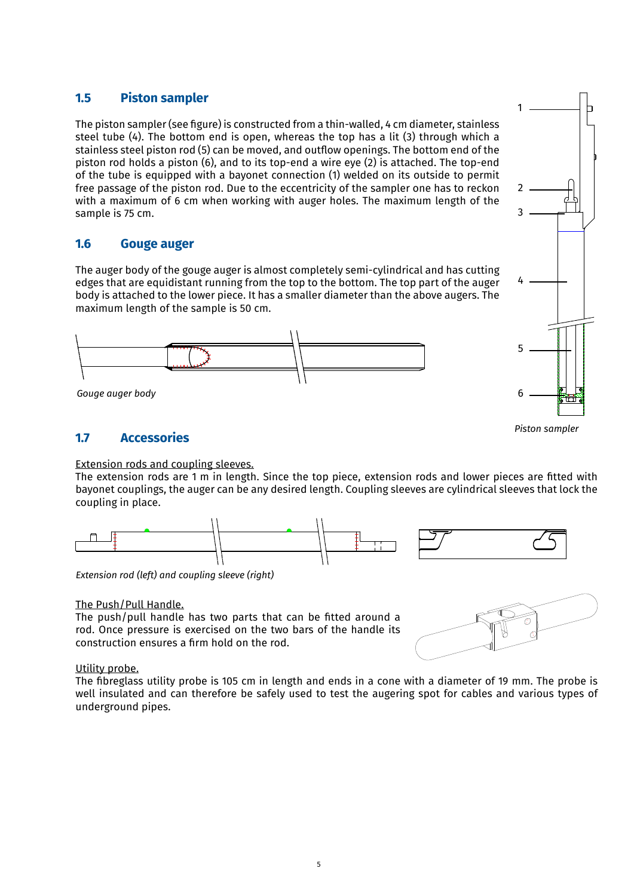## 1.5 Piston sampler

The piston sampler (see figure) is constructed from a thin-walled, 4 cm diameter, stainless steel tube (4). The bottom end is open, whereas the top has a lit (3) through which a stainless steel piston rod (5) can be moved, and outflow openings. The bottom end of the piston rod holds a piston (6), and to its top-end a wire eye (2) is attached. The top-end of the tube is equipped with a bayonet connection (1) welded on its outside to permit free passage of the piston rod. Due to the eccentricity of the sampler one has to reckon with a maximum of 6 cm when working with auger holes. The maximum length of the sample is 75 cm.

1
2
3
4
5
6

*Piston sampler*

## 1.6 Gouge auger

The auger body of the gouge auger is almost completely semi-cylindrical and has cutting edges that are equidistant running from the top to the bottom. The top part of the auger body is attached to the lower piece. It has a smaller diameter than the above augers. The maximum length of the sample is 50 cm.

*Gouge auger body*

## 1.7 Accessories

Extension rods and coupling sleeves.
The extension rods are 1 m in length. Since the top piece, extension rods and lower pieces are fitted with bayonet couplings, the auger can be any desired length. Coupling sleeves are cylindrical sleeves that lock the coupling in place.

*Extension rod (left) and coupling sleeve (right)*

The Push/Pull Handle.
The push/pull handle has two parts that can be fitted around a rod. Once pressure is exercised on the two bars of the handle its construction ensures a firm hold on the rod.

Utility probe.
The fibreglass utility probe is 105 cm in length and ends in a cone with a diameter of 19 mm. The probe is well insulated and can therefore be safely used to test the augering spot for cables and various types of underground pipes.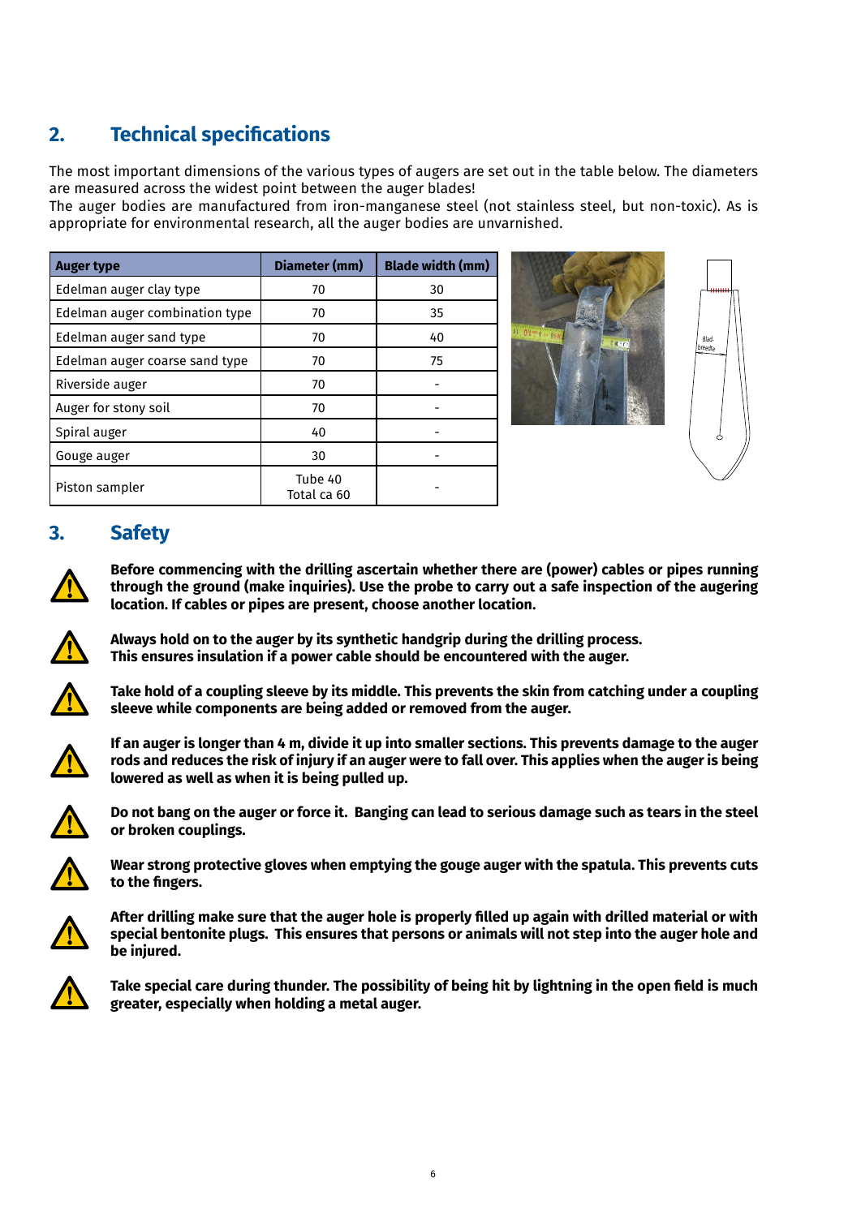## 2. Technical specifications

The most important dimensions of the various types of augers are set out in the table below. The diameters are measured across the widest point between the auger blades!
The auger bodies are manufactured from iron-manganese steel (not stainless steel, but non-toxic). As is appropriate for environmental research, all the auger bodies are unvarnished.

| Auger type | Diameter (mm) | Blade width (mm) |
|---|---|---|
| Edelman auger clay type | 70 | 30 |
| Edelman auger combination type | 70 | 35 |
| Edelman auger sand type | 70 | 40 |
| Edelman auger coarse sand type | 70 | 75 |
| Riverside auger | 70 | - |
| Auger for stony soil | 70 | - |
| Spiral auger | 40 | - |
| Gouge auger | 30 | - |
| Piston sampler | Tube 40 Total ca 60 | - |

## 3. Safety

**Before commencing with the drilling ascertain whether there are (power) cables or pipes running through the ground (make inquiries). Use the probe to carry out a safe inspection of the augering location. If cables or pipes are present, choose another location.**

**Always hold on to the auger by its synthetic handgrip during the drilling process. This ensures insulation if a power cable should be encountered with the auger.**

**Take hold of a coupling sleeve by its middle. This prevents the skin from catching under a coupling sleeve while components are being added or removed from the auger.**

**If an auger is longer than 4 m, divide it up into smaller sections. This prevents damage to the auger rods and reduces the risk of injury if an auger were to fall over. This applies when the auger is being lowered as well as when it is being pulled up.**

**Do not bang on the auger or force it. Banging can lead to serious damage such as tears in the steel or broken couplings.**

**Wear strong protective gloves when emptying the gouge auger with the spatula. This prevents cuts to the fingers.**

**After drilling make sure that the auger hole is properly filled up again with drilled material or with special bentonite plugs. This ensures that persons or animals will not step into the auger hole and be injured.**

**Take special care during thunder. The possibility of being hit by lightning in the open field is much greater, especially when holding a metal auger.**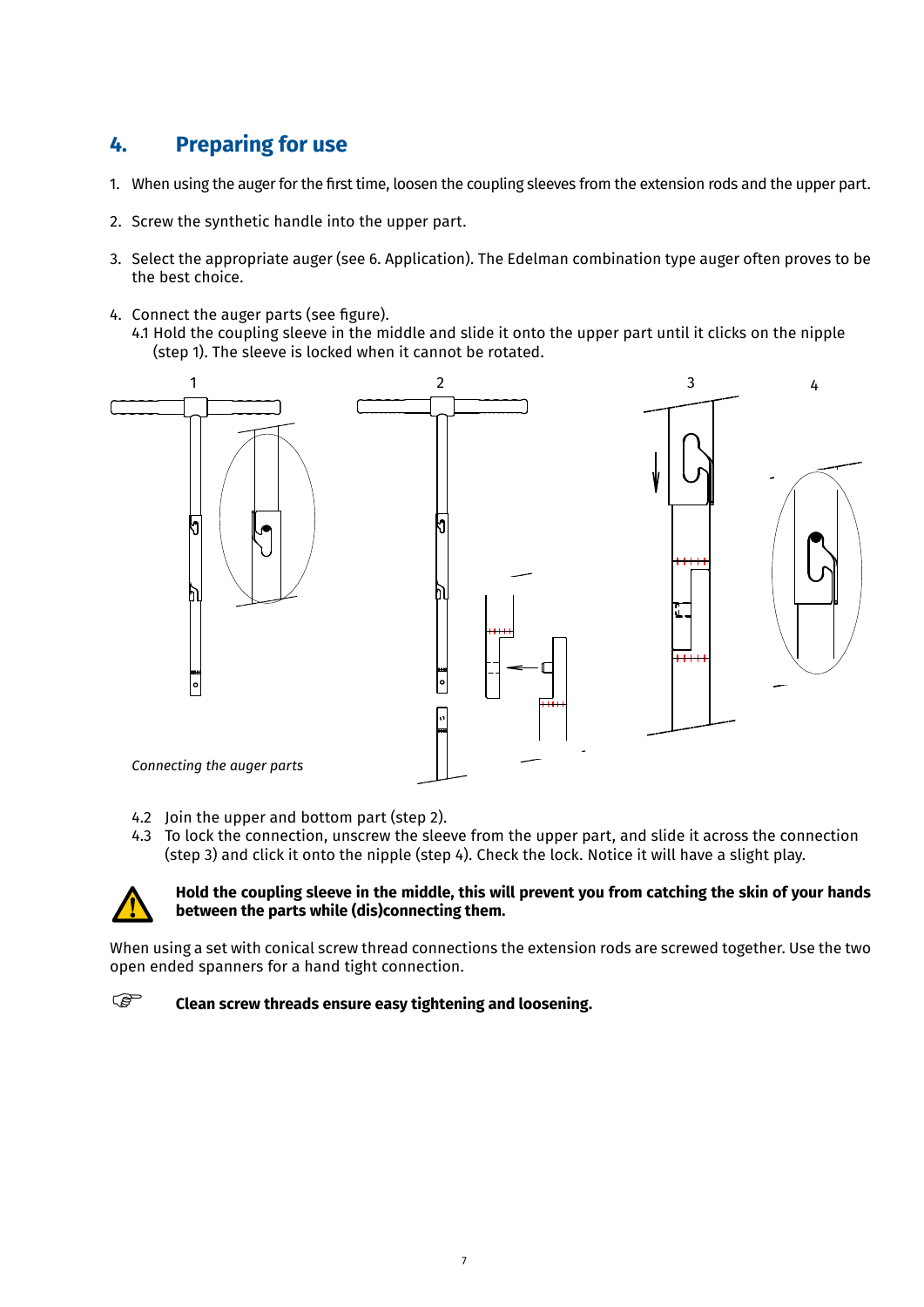# 4. Preparing for use

1. When using the auger for the first time, loosen the coupling sleeves from the extension rods and the upper part.

2. Screw the synthetic handle into the upper part.

3. Select the appropriate auger (see 6. Application). The Edelman combination type auger often proves to be the best choice.

4. Connect the auger parts (see figure).
   4.1 Hold the coupling sleeve in the middle and slide it onto the upper part until it clicks on the nipple (step 1). The sleeve is locked when it cannot be rotated.

*Connecting the auger parts*

   4.2 Join the upper and bottom part (step 2).
   4.3 To lock the connection, unscrew the sleeve from the upper part, and slide it across the connection (step 3) and click it onto the nipple (step 4). Check the lock. Notice it will have a slight play.

**Hold the coupling sleeve in the middle, this will prevent you from catching the skin of your hands between the parts while (dis)connecting them.**

When using a set with conical screw thread connections the extension rods are screwed together. Use the two open ended spanners for a hand tight connection.

**Clean screw threads ensure easy tightening and loosening.**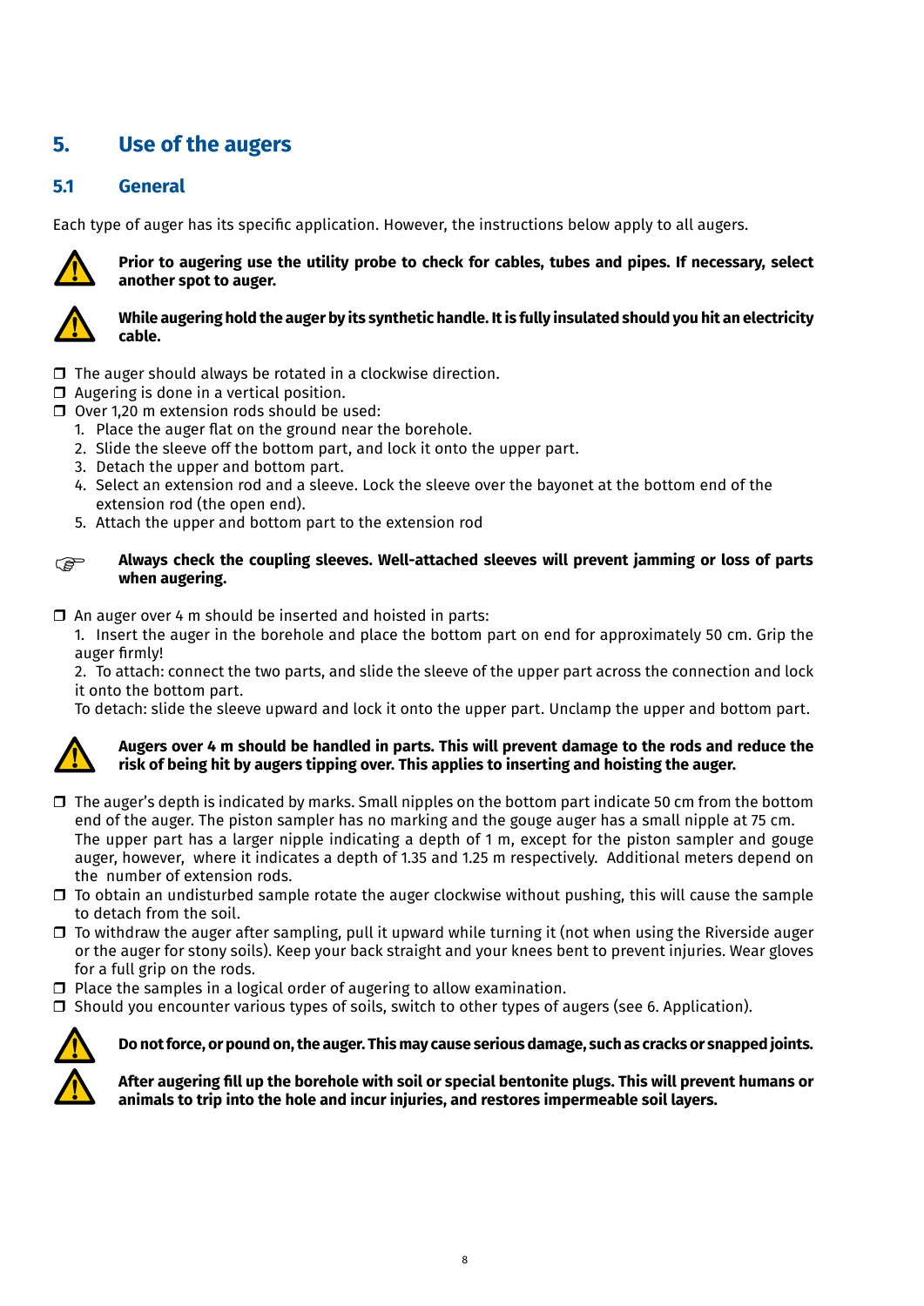# 5. Use of the augers

## 5.1 General

Each type of auger has its specific application. However, the instructions below apply to all augers.

⚠ **Prior to augering use the utility probe to check for cables, tubes and pipes. If necessary, select another spot to auger.**

⚠ **While augering hold the auger by its synthetic handle. It is fully insulated should you hit an electricity cable.**

- ❒ The auger should always be rotated in a clockwise direction.
- ❒ Augering is done in a vertical position.
- ❒ Over 1,20 m extension rods should be used:
  1. Place the auger flat on the ground near the borehole.
  2. Slide the sleeve off the bottom part, and lock it onto the upper part.
  3. Detach the upper and bottom part.
  4. Select an extension rod and a sleeve. Lock the sleeve over the bayonet at the bottom end of the extension rod (the open end).
  5. Attach the upper and bottom part to the extension rod

☞ **Always check the coupling sleeves. Well-attached sleeves will prevent jamming or loss of parts when augering.**

- ❒ An auger over 4 m should be inserted and hoisted in parts:
  1. Insert the auger in the borehole and place the bottom part on end for approximately 50 cm. Grip the auger firmly!
  2. To attach: connect the two parts, and slide the sleeve of the upper part across the connection and lock it onto the bottom part.

  To detach: slide the sleeve upward and lock it onto the upper part. Unclamp the upper and bottom part.

⚠ **Augers over 4 m should be handled in parts. This will prevent damage to the rods and reduce the risk of being hit by augers tipping over. This applies to inserting and hoisting the auger.**

- ❒ The auger's depth is indicated by marks. Small nipples on the bottom part indicate 50 cm from the bottom end of the auger. The piston sampler has no marking and the gouge auger has a small nipple at 75 cm. The upper part has a larger nipple indicating a depth of 1 m, except for the piston sampler and gouge auger, however, where it indicates a depth of 1.35 and 1.25 m respectively. Additional meters depend on the number of extension rods.
- ❒ To obtain an undisturbed sample rotate the auger clockwise without pushing, this will cause the sample to detach from the soil.
- ❒ To withdraw the auger after sampling, pull it upward while turning it (not when using the Riverside auger or the auger for stony soils). Keep your back straight and your knees bent to prevent injuries. Wear gloves for a full grip on the rods.
- ❒ Place the samples in a logical order of augering to allow examination.
- ❒ Should you encounter various types of soils, switch to other types of augers (see 6. Application).

⚠ **Do not force, or pound on, the auger. This may cause serious damage, such as cracks or snapped joints.**

⚠ **After augering fill up the borehole with soil or special bentonite plugs. This will prevent humans or animals to trip into the hole and incur injuries, and restores impermeable soil layers.**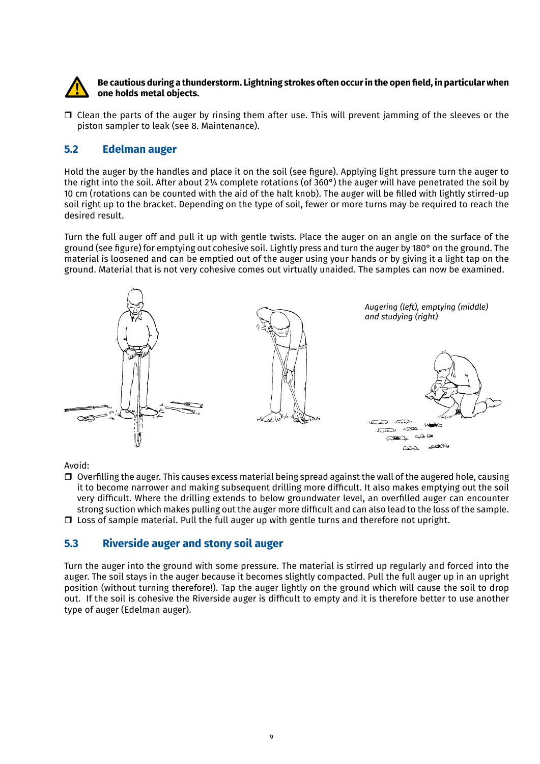**Be cautious during a thunderstorm. Lightning strokes often occur in the open field, in particular when one holds metal objects.**

- Clean the parts of the auger by rinsing them after use. This will prevent jamming of the sleeves or the piston sampler to leak (see 8. Maintenance).

## 5.2 Edelman auger

Hold the auger by the handles and place it on the soil (see figure). Applying light pressure turn the auger to the right into the soil. After about 2¼ complete rotations (of 360°) the auger will have penetrated the soil by 10 cm (rotations can be counted with the aid of the halt knob). The auger will be filled with lightly stirred-up soil right up to the bracket. Depending on the type of soil, fewer or more turns may be required to reach the desired result.

Turn the full auger off and pull it up with gentle twists. Place the auger on an angle on the surface of the ground (see figure) for emptying out cohesive soil. Lightly press and turn the auger by 180° on the ground. The material is loosened and can be emptied out of the auger using your hands or by giving it a light tap on the ground. Material that is not very cohesive comes out virtually unaided. The samples can now be examined.

*Augering (left), emptying (middle) and studying (right)*

Avoid:

- Overfilling the auger. This causes excess material being spread against the wall of the augered hole, causing it to become narrower and making subsequent drilling more difficult. It also makes emptying out the soil very difficult. Where the drilling extends to below groundwater level, an overfilled auger can encounter strong suction which makes pulling out the auger more difficult and can also lead to the loss of the sample.
- Loss of sample material. Pull the full auger up with gentle turns and therefore not upright.

## 5.3 Riverside auger and stony soil auger

Turn the auger into the ground with some pressure. The material is stirred up regularly and forced into the auger. The soil stays in the auger because it becomes slightly compacted. Pull the full auger up in an upright position (without turning therefore!). Tap the auger lightly on the ground which will cause the soil to drop out. If the soil is cohesive the Riverside auger is difficult to empty and it is therefore better to use another type of auger (Edelman auger).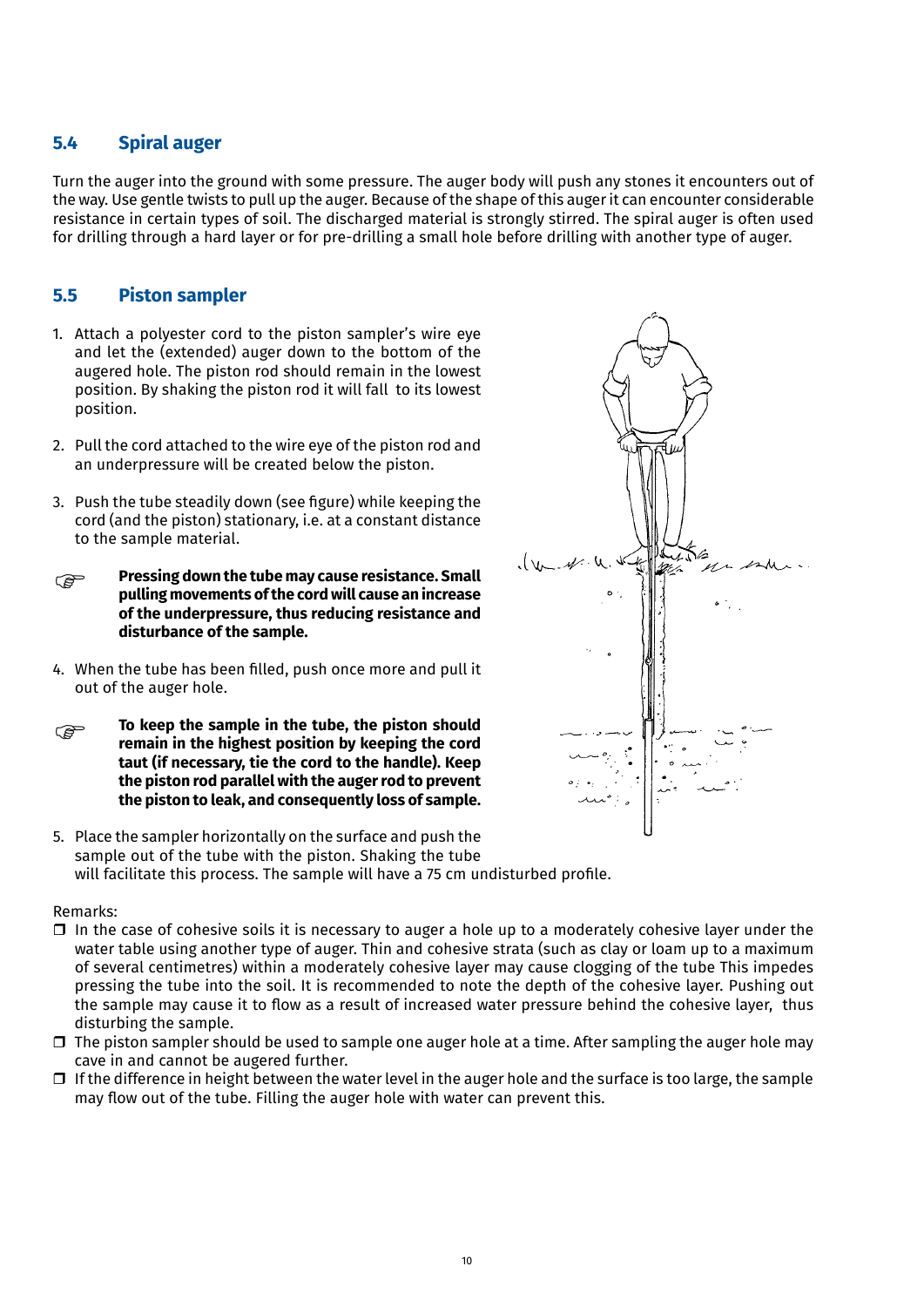## 5.4 Spiral auger

Turn the auger into the ground with some pressure. The auger body will push any stones it encounters out of the way. Use gentle twists to pull up the auger. Because of the shape of this auger it can encounter considerable resistance in certain types of soil. The discharged material is strongly stirred. The spiral auger is often used for drilling through a hard layer or for pre-drilling a small hole before drilling with another type of auger.

## 5.5 Piston sampler

1. Attach a polyester cord to the piston sampler's wire eye and let the (extended) auger down to the bottom of the augered hole. The piston rod should remain in the lowest position. By shaking the piston rod it will fall to its lowest position.

2. Pull the cord attached to the wire eye of the piston rod and an underpressure will be created below the piston.

3. Push the tube steadily down (see figure) while keeping the cord (and the piston) stationary, i.e. at a constant distance to the sample material.

☞ **Pressing down the tube may cause resistance. Small pulling movements of the cord will cause an increase of the underpressure, thus reducing resistance and disturbance of the sample.**

4. When the tube has been filled, push once more and pull it out of the auger hole.

☞ **To keep the sample in the tube, the piston should remain in the highest position by keeping the cord taut (if necessary, tie the cord to the handle). Keep the piston rod parallel with the auger rod to prevent the piston to leak, and consequently loss of sample.**

5. Place the sampler horizontally on the surface and push the sample out of the tube with the piston. Shaking the tube will facilitate this process. The sample will have a 75 cm undisturbed profile.

Remarks:

- ❐ In the case of cohesive soils it is necessary to auger a hole up to a moderately cohesive layer under the water table using another type of auger. Thin and cohesive strata (such as clay or loam up to a maximum of several centimetres) within a moderately cohesive layer may cause clogging of the tube This impedes pressing the tube into the soil. It is recommended to note the depth of the cohesive layer. Pushing out the sample may cause it to flow as a result of increased water pressure behind the cohesive layer, thus disturbing the sample.
- ❐ The piston sampler should be used to sample one auger hole at a time. After sampling the auger hole may cave in and cannot be augered further.
- ❐ If the difference in height between the water level in the auger hole and the surface is too large, the sample may flow out of the tube. Filling the auger hole with water can prevent this.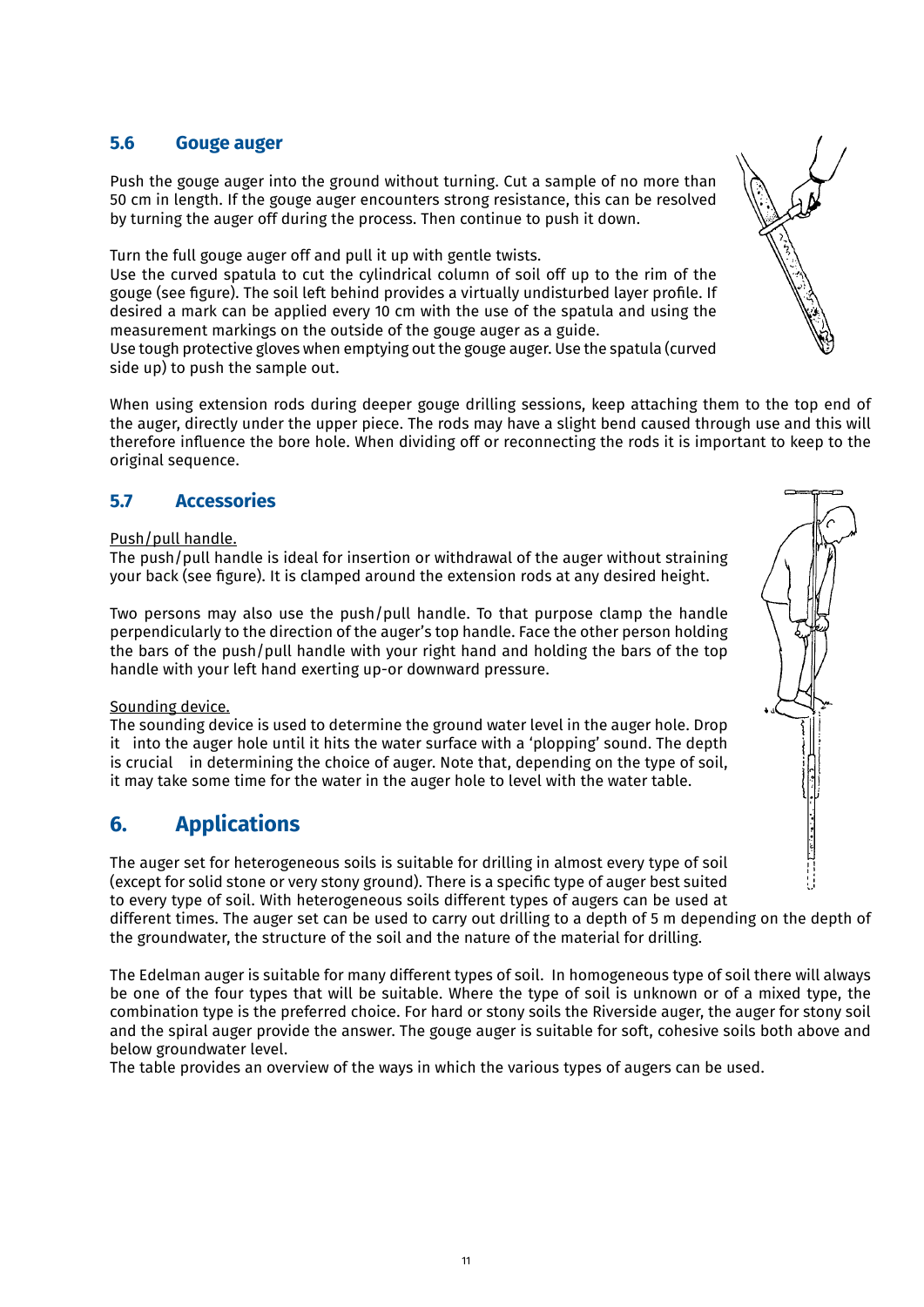## 5.6 Gouge auger

Push the gouge auger into the ground without turning. Cut a sample of no more than 50 cm in length. If the gouge auger encounters strong resistance, this can be resolved by turning the auger off during the process. Then continue to push it down.

Turn the full gouge auger off and pull it up with gentle twists.
Use the curved spatula to cut the cylindrical column of soil off up to the rim of the gouge (see figure). The soil left behind provides a virtually undisturbed layer profile. If desired a mark can be applied every 10 cm with the use of the spatula and using the measurement markings on the outside of the gouge auger as a guide.
Use tough protective gloves when emptying out the gouge auger. Use the spatula (curved side up) to push the sample out.

When using extension rods during deeper gouge drilling sessions, keep attaching them to the top end of the auger, directly under the upper piece. The rods may have a slight bend caused through use and this will therefore influence the bore hole. When dividing off or reconnecting the rods it is important to keep to the original sequence.

## 5.7 Accessories

Push/pull handle.
The push/pull handle is ideal for insertion or withdrawal of the auger without straining your back (see figure). It is clamped around the extension rods at any desired height.

Two persons may also use the push/pull handle. To that purpose clamp the handle perpendicularly to the direction of the auger's top handle. Face the other person holding the bars of the push/pull handle with your right hand and holding the bars of the top handle with your left hand exerting up-or downward pressure.

Sounding device.
The sounding device is used to determine the ground water level in the auger hole. Drop it into the auger hole until it hits the water surface with a 'plopping' sound. The depth is crucial in determining the choice of auger. Note that, depending on the type of soil, it may take some time for the water in the auger hole to level with the water table.

# 6. Applications

The auger set for heterogeneous soils is suitable for drilling in almost every type of soil (except for solid stone or very stony ground). There is a specific type of auger best suited to every type of soil. With heterogeneous soils different types of augers can be used at different times. The auger set can be used to carry out drilling to a depth of 5 m depending on the depth of the groundwater, the structure of the soil and the nature of the material for drilling.

The Edelman auger is suitable for many different types of soil. In homogeneous type of soil there will always be one of the four types that will be suitable. Where the type of soil is unknown or of a mixed type, the combination type is the preferred choice. For hard or stony soils the Riverside auger, the auger for stony soil and the spiral auger provide the answer. The gouge auger is suitable for soft, cohesive soils both above and below groundwater level.
The table provides an overview of the ways in which the various types of augers can be used.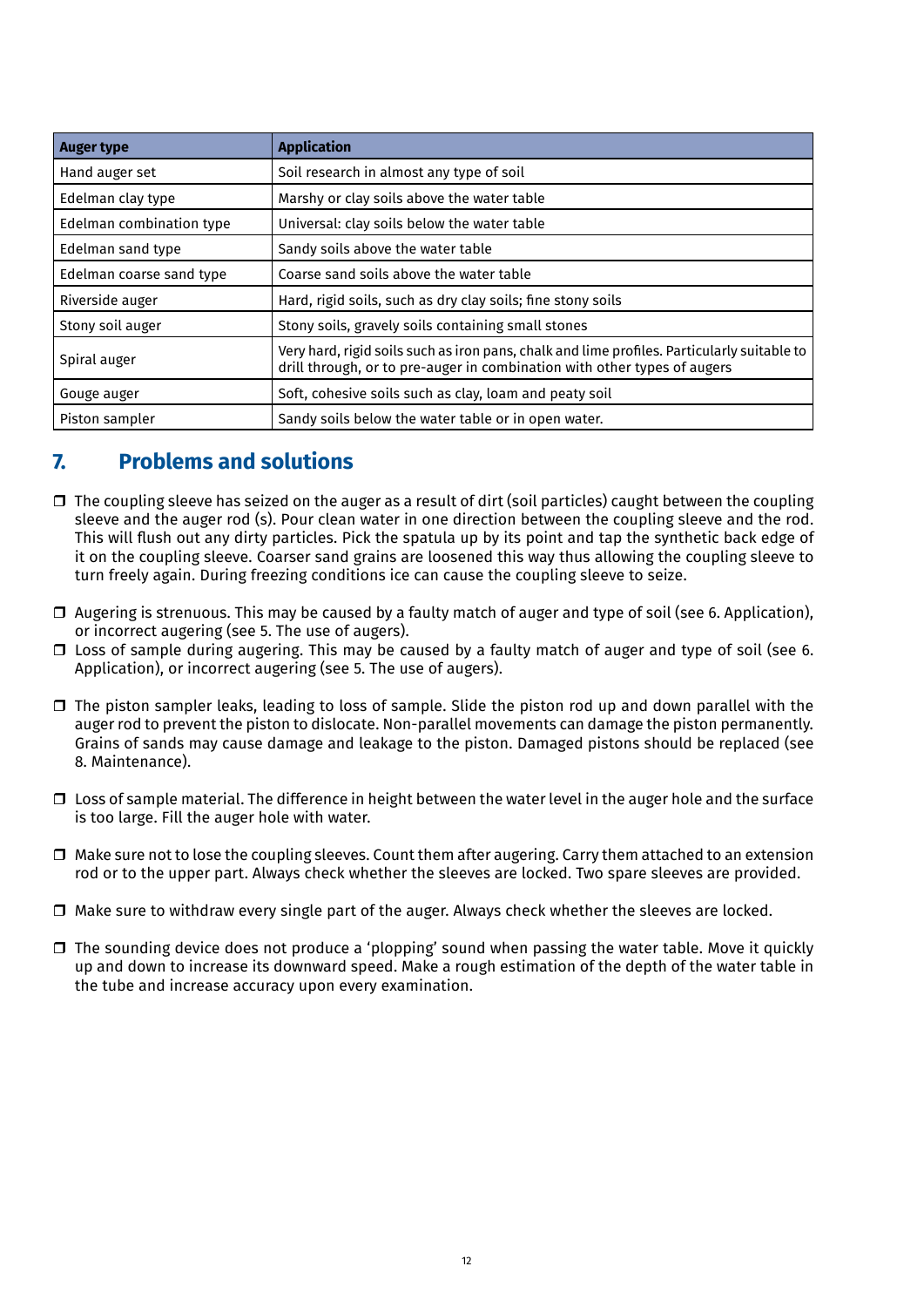| Auger type | Application |
|---|---|
| Hand auger set | Soil research in almost any type of soil |
| Edelman clay type | Marshy or clay soils above the water table |
| Edelman combination type | Universal: clay soils below the water table |
| Edelman sand type | Sandy soils above the water table |
| Edelman coarse sand type | Coarse sand soils above the water table |
| Riverside auger | Hard, rigid soils, such as dry clay soils; fine stony soils |
| Stony soil auger | Stony soils, gravely soils containing small stones |
| Spiral auger | Very hard, rigid soils such as iron pans, chalk and lime profiles. Particularly suitable to drill through, or to pre-auger in combination with other types of augers |
| Gouge auger | Soft, cohesive soils such as clay, loam and peaty soil |
| Piston sampler | Sandy soils below the water table or in open water. |

## 7. Problems and solutions

- ❒ The coupling sleeve has seized on the auger as a result of dirt (soil particles) caught between the coupling sleeve and the auger rod (s). Pour clean water in one direction between the coupling sleeve and the rod. This will flush out any dirty particles. Pick the spatula up by its point and tap the synthetic back edge of it on the coupling sleeve. Coarser sand grains are loosened this way thus allowing the coupling sleeve to turn freely again. During freezing conditions ice can cause the coupling sleeve to seize.

- ❒ Augering is strenuous. This may be caused by a faulty match of auger and type of soil (see 6. Application), or incorrect augering (see 5. The use of augers).
- ❒ Loss of sample during augering. This may be caused by a faulty match of auger and type of soil (see 6. Application), or incorrect augering (see 5. The use of augers).

- ❒ The piston sampler leaks, leading to loss of sample. Slide the piston rod up and down parallel with the auger rod to prevent the piston to dislocate. Non-parallel movements can damage the piston permanently. Grains of sands may cause damage and leakage to the piston. Damaged pistons should be replaced (see 8. Maintenance).

- ❒ Loss of sample material. The difference in height between the water level in the auger hole and the surface is too large. Fill the auger hole with water.

- ❒ Make sure not to lose the coupling sleeves. Count them after augering. Carry them attached to an extension rod or to the upper part. Always check whether the sleeves are locked. Two spare sleeves are provided.

- ❒ Make sure to withdraw every single part of the auger. Always check whether the sleeves are locked.

- ❒ The sounding device does not produce a 'plopping' sound when passing the water table. Move it quickly up and down to increase its downward speed. Make a rough estimation of the depth of the water table in the tube and increase accuracy upon every examination.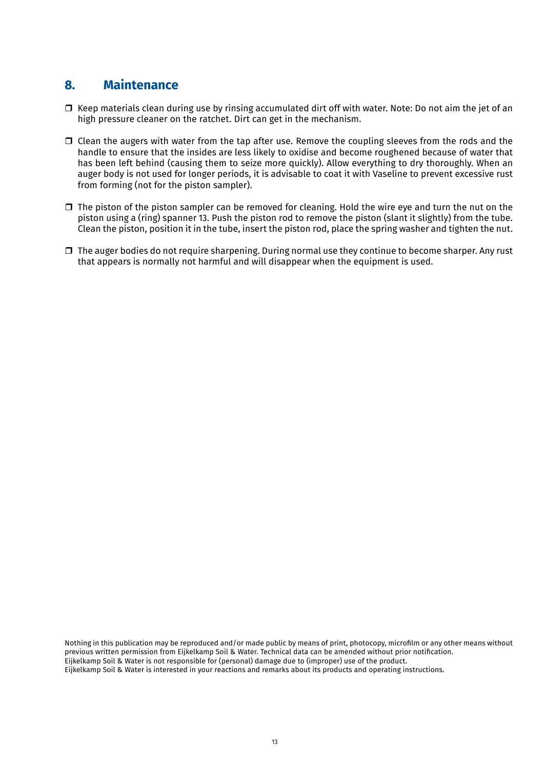## 8. Maintenance

- ❒ Keep materials clean during use by rinsing accumulated dirt off with water. Note: Do not aim the jet of an high pressure cleaner on the ratchet. Dirt can get in the mechanism.
- ❒ Clean the augers with water from the tap after use. Remove the coupling sleeves from the rods and the handle to ensure that the insides are less likely to oxidise and become roughened because of water that has been left behind (causing them to seize more quickly). Allow everything to dry thoroughly. When an auger body is not used for longer periods, it is advisable to coat it with Vaseline to prevent excessive rust from forming (not for the piston sampler).
- ❒ The piston of the piston sampler can be removed for cleaning. Hold the wire eye and turn the nut on the piston using a (ring) spanner 13. Push the piston rod to remove the piston (slant it slightly) from the tube. Clean the piston, position it in the tube, insert the piston rod, place the spring washer and tighten the nut.
- ❒ The auger bodies do not require sharpening. During normal use they continue to become sharper. Any rust that appears is normally not harmful and will disappear when the equipment is used.

Nothing in this publication may be reproduced and/or made public by means of print, photocopy, microfilm or any other means without previous written permission from Eijkelkamp Soil & Water. Technical data can be amended without prior notification.
Eijkelkamp Soil & Water is not responsible for (personal) damage due to (improper) use of the product.
Eijkelkamp Soil & Water is interested in your reactions and remarks about its products and operating instructions.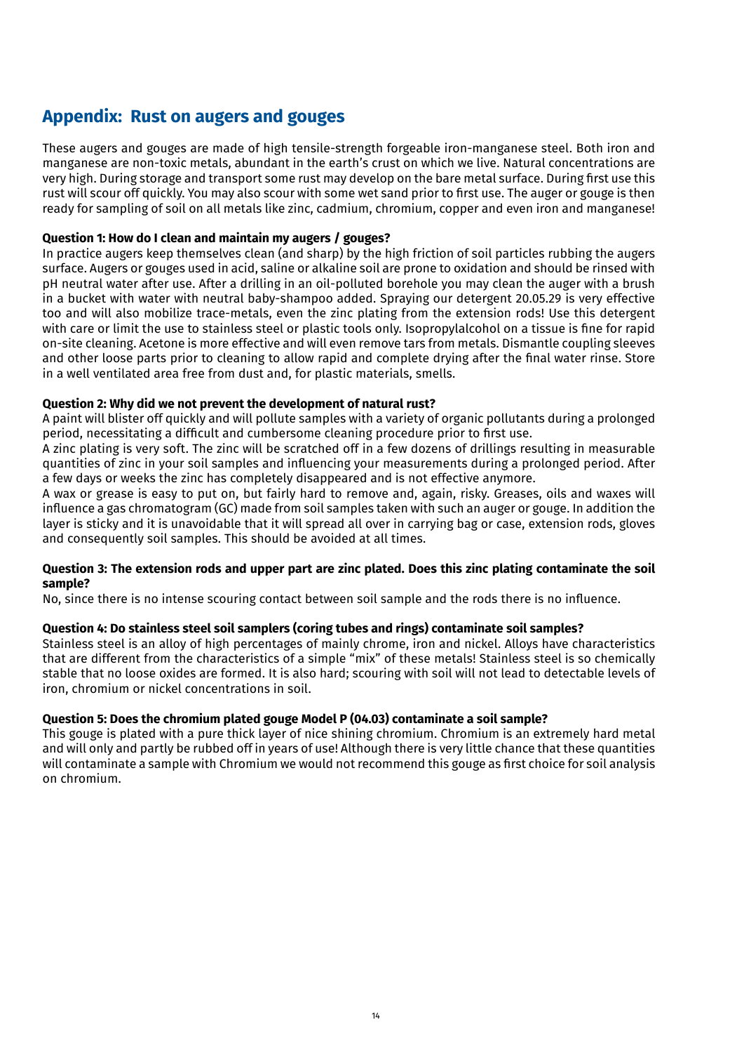## Appendix: Rust on augers and gouges

These augers and gouges are made of high tensile-strength forgeable iron-manganese steel. Both iron and manganese are non-toxic metals, abundant in the earth's crust on which we live. Natural concentrations are very high. During storage and transport some rust may develop on the bare metal surface. During first use this rust will scour off quickly. You may also scour with some wet sand prior to first use. The auger or gouge is then ready for sampling of soil on all metals like zinc, cadmium, chromium, copper and even iron and manganese!

**Question 1: How do I clean and maintain my augers / gouges?**
In practice augers keep themselves clean (and sharp) by the high friction of soil particles rubbing the augers surface. Augers or gouges used in acid, saline or alkaline soil are prone to oxidation and should be rinsed with pH neutral water after use. After a drilling in an oil-polluted borehole you may clean the auger with a brush in a bucket with water with neutral baby-shampoo added. Spraying our detergent 20.05.29 is very effective too and will also mobilize trace-metals, even the zinc plating from the extension rods! Use this detergent with care or limit the use to stainless steel or plastic tools only. Isopropylalcohol on a tissue is fine for rapid on-site cleaning. Acetone is more effective and will even remove tars from metals. Dismantle coupling sleeves and other loose parts prior to cleaning to allow rapid and complete drying after the final water rinse. Store in a well ventilated area free from dust and, for plastic materials, smells.

**Question 2: Why did we not prevent the development of natural rust?**
A paint will blister off quickly and will pollute samples with a variety of organic pollutants during a prolonged period, necessitating a difficult and cumbersome cleaning procedure prior to first use.
A zinc plating is very soft. The zinc will be scratched off in a few dozens of drillings resulting in measurable quantities of zinc in your soil samples and influencing your measurements during a prolonged period. After a few days or weeks the zinc has completely disappeared and is not effective anymore.
A wax or grease is easy to put on, but fairly hard to remove and, again, risky. Greases, oils and waxes will influence a gas chromatogram (GC) made from soil samples taken with such an auger or gouge. In addition the layer is sticky and it is unavoidable that it will spread all over in carrying bag or case, extension rods, gloves and consequently soil samples. This should be avoided at all times.

**Question 3: The extension rods and upper part are zinc plated. Does this zinc plating contaminate the soil sample?**
No, since there is no intense scouring contact between soil sample and the rods there is no influence.

**Question 4: Do stainless steel soil samplers (coring tubes and rings) contaminate soil samples?**
Stainless steel is an alloy of high percentages of mainly chrome, iron and nickel. Alloys have characteristics that are different from the characteristics of a simple "mix" of these metals! Stainless steel is so chemically stable that no loose oxides are formed. It is also hard; scouring with soil will not lead to detectable levels of iron, chromium or nickel concentrations in soil.

**Question 5: Does the chromium plated gouge Model P (04.03) contaminate a soil sample?**
This gouge is plated with a pure thick layer of nice shining chromium. Chromium is an extremely hard metal and will only and partly be rubbed off in years of use! Although there is very little chance that these quantities will contaminate a sample with Chromium we would not recommend this gouge as first choice for soil analysis on chromium.